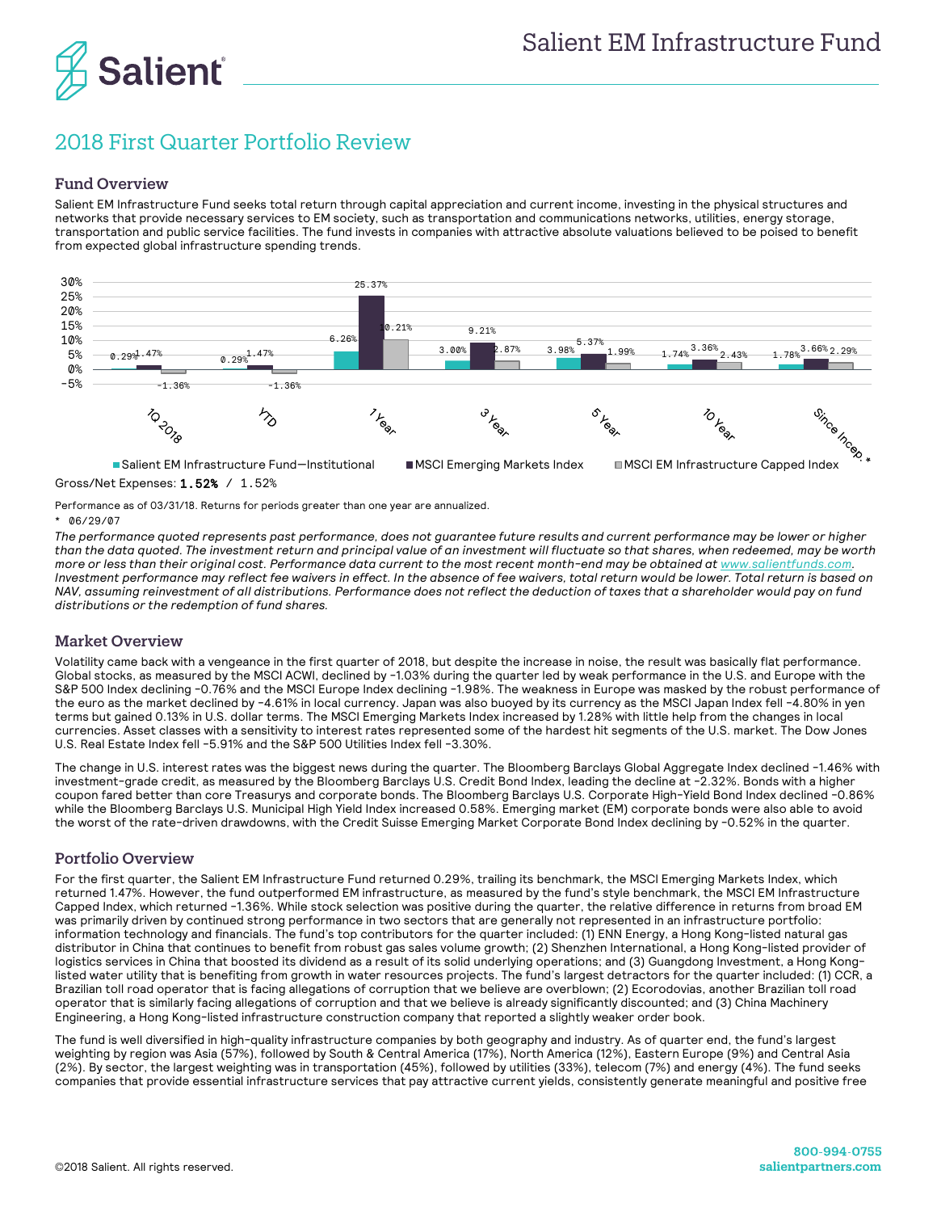# Salient EM Infrastructure Fund

## 2018 First Quarter Portfolio Review

### Fund Overview

Salient EM Infrastructure Fund seeks total return through capital appreciation and current income, investing in the physical structures and networks that provide necessary services to EM society, such as transportation and communications networks, utilities, energy storage, transportation and public service facilities. The fund invests in companies with attractive absolute valuations believed to be poised to benefit from expected global infrastructure spending trends.

| | 1Q 2018 | YTD | 1 Year | 3 Year | 5 Year | 10 Year | Since Incep.* |
|---|---|---|---|---|---|---|---|
| Salient EM Infrastructure Fund—Institutional | 0.29% | 0.29% | 6.26% | 3.00% | 3.98% | 1.74% | 1.78% |
| MSCI Emerging Markets Index | 1.47% | 1.47% | 25.37% | 9.21% | 5.37% | 3.36% | 3.66% |
| MSCI EM Infrastructure Capped Index | -1.36% | -1.36% | 10.21% | 2.87% | 1.99% | 2.43% | 2.29% |

Gross/Net Expenses: **1.52%** / 1.52%

Performance as of 03/31/18. Returns for periods greater than one year are annualized.

\* 06/29/07

*The performance quoted represents past performance, does not guarantee future results and current performance may be lower or higher than the data quoted. The investment return and principal value of an investment will fluctuate so that shares, when redeemed, may be worth more or less than their original cost. Performance data current to the most recent month-end may be obtained at www.salientfunds.com. Investment performance may reflect fee waivers in effect. In the absence of fee waivers, total return would be lower. Total return is based on NAV, assuming reinvestment of all distributions. Performance does not reflect the deduction of taxes that a shareholder would pay on fund distributions or the redemption of fund shares.*

### Market Overview

Volatility came back with a vengeance in the first quarter of 2018, but despite the increase in noise, the result was basically flat performance. Global stocks, as measured by the MSCI ACWI, declined by -1.03% during the quarter led by weak performance in the U.S. and Europe with the S&P 500 Index declining -0.76% and the MSCI Europe Index declining -1.98%. The weakness in Europe was masked by the robust performance of the euro as the market declined by -4.61% in local currency. Japan was also buoyed by its currency as the MSCI Japan Index fell -4.80% in yen terms but gained 0.13% in U.S. dollar terms. The MSCI Emerging Markets Index increased by 1.28% with little help from the changes in local currencies. Asset classes with a sensitivity to interest rates represented some of the hardest hit segments of the U.S. market. The Dow Jones U.S. Real Estate Index fell -5.91% and the S&P 500 Utilities Index fell -3.30%.

The change in U.S. interest rates was the biggest news during the quarter. The Bloomberg Barclays Global Aggregate Index declined -1.46% with investment-grade credit, as measured by the Bloomberg Barclays U.S. Credit Bond Index, leading the decline at -2.32%. Bonds with a higher coupon fared better than core Treasurys and corporate bonds. The Bloomberg Barclays U.S. Corporate High-Yield Bond Index declined -0.86% while the Bloomberg Barclays U.S. Municipal High Yield Index increased 0.58%. Emerging market (EM) corporate bonds were also able to avoid the worst of the rate-driven drawdowns, with the Credit Suisse Emerging Market Corporate Bond Index declining by -0.52% in the quarter.

### Portfolio Overview

For the first quarter, the Salient EM Infrastructure Fund returned 0.29%, trailing its benchmark, the MSCI Emerging Markets Index, which returned 1.47%. However, the fund outperformed EM infrastructure, as measured by the fund's style benchmark, the MSCI EM Infrastructure Capped Index, which returned -1.36%. While stock selection was positive during the quarter, the relative difference in returns from broad EM was primarily driven by continued strong performance in two sectors that are generally not represented in an infrastructure portfolio: information technology and financials. The fund's top contributors for the quarter included: (1) ENN Energy, a Hong Kong-listed natural gas distributor in China that continues to benefit from robust gas sales volume growth; (2) Shenzhen International, a Hong Kong-listed provider of logistics services in China that boosted its dividend as a result of its solid underlying operations; and (3) Guangdong Investment, a Hong Kong-listed water utility that is benefiting from growth in water resources projects. The fund's largest detractors for the quarter included: (1) CCR, a Brazilian toll road operator that is facing allegations of corruption that we believe are overblown; (2) Ecorodovias, another Brazilian toll road operator that is similarly facing allegations of corruption and that we believe is already significantly discounted; and (3) China Machinery Engineering, a Hong Kong-listed infrastructure construction company that reported a slightly weaker order book.

The fund is well diversified in high-quality infrastructure companies by both geography and industry. As of quarter end, the fund's largest weighting by region was Asia (57%), followed by South & Central America (17%), North America (12%), Eastern Europe (9%) and Central Asia (2%). By sector, the largest weighting was in transportation (45%), followed by utilities (33%), telecom (7%) and energy (4%). The fund seeks companies that provide essential infrastructure services that pay attractive current yields, consistently generate meaningful and positive free

©2018 Salient. All rights reserved.

800-994-0755
salientpartners.com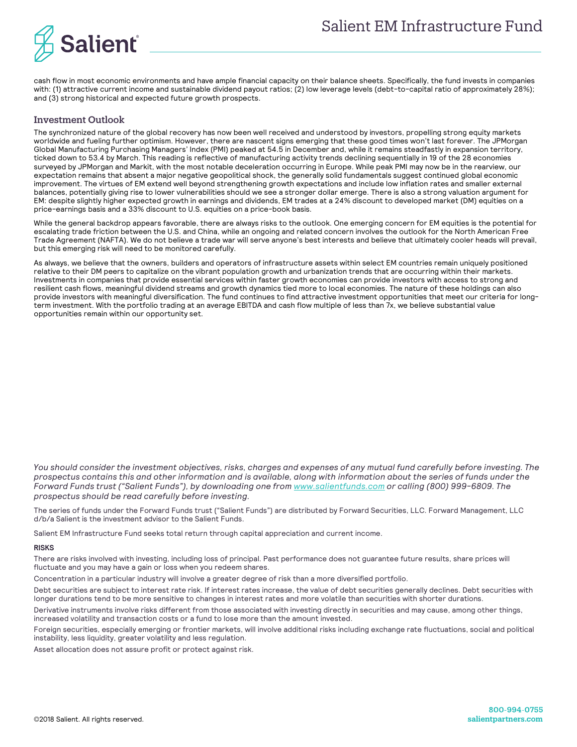cash flow in most economic environments and have ample financial capacity on their balance sheets. Specifically, the fund invests in companies with: (1) attractive current income and sustainable dividend payout ratios; (2) low leverage levels (debt-to-capital ratio of approximately 28%); and (3) strong historical and expected future growth prospects.

## Investment Outlook

The synchronized nature of the global recovery has now been well received and understood by investors, propelling strong equity markets worldwide and fueling further optimism. However, there are nascent signs emerging that these good times won't last forever. The JPMorgan Global Manufacturing Purchasing Managers' Index (PMI) peaked at 54.5 in December and, while it remains steadfastly in expansion territory, ticked down to 53.4 by March. This reading is reflective of manufacturing activity trends declining sequentially in 19 of the 28 economies surveyed by JPMorgan and Markit, with the most notable deceleration occurring in Europe. While peak PMI may now be in the rearview, our expectation remains that absent a major negative geopolitical shock, the generally solid fundamentals suggest continued global economic improvement. The virtues of EM extend well beyond strengthening growth expectations and include low inflation rates and smaller external balances, potentially giving rise to lower vulnerabilities should we see a stronger dollar emerge. There is also a strong valuation argument for EM: despite slightly higher expected growth in earnings and dividends, EM trades at a 24% discount to developed market (DM) equities on a price-earnings basis and a 33% discount to U.S. equities on a price-book basis.

While the general backdrop appears favorable, there are always risks to the outlook. One emerging concern for EM equities is the potential for escalating trade friction between the U.S. and China, while an ongoing and related concern involves the outlook for the North American Free Trade Agreement (NAFTA). We do not believe a trade war will serve anyone's best interests and believe that ultimately cooler heads will prevail, but this emerging risk will need to be monitored carefully.

As always, we believe that the owners, builders and operators of infrastructure assets within select EM countries remain uniquely positioned relative to their DM peers to capitalize on the vibrant population growth and urbanization trends that are occurring within their markets. Investments in companies that provide essential services within faster growth economies can provide investors with access to strong and resilient cash flows, meaningful dividend streams and growth dynamics tied more to local economies. The nature of these holdings can also provide investors with meaningful diversification. The fund continues to find attractive investment opportunities that meet our criteria for long-term investment. With the portfolio trading at an average EBITDA and cash flow multiple of less than 7x, we believe substantial value opportunities remain within our opportunity set.

*You should consider the investment objectives, risks, charges and expenses of any mutual fund carefully before investing. The prospectus contains this and other information and is available, along with information about the series of funds under the Forward Funds trust ("Salient Funds"), by downloading one from www.salientfunds.com or calling (800) 999-6809. The prospectus should be read carefully before investing.*

The series of funds under the Forward Funds trust ("Salient Funds") are distributed by Forward Securities, LLC. Forward Management, LLC d/b/a Salient is the investment advisor to the Salient Funds.

Salient EM Infrastructure Fund seeks total return through capital appreciation and current income.

**RISKS**

There are risks involved with investing, including loss of principal. Past performance does not guarantee future results, share prices will fluctuate and you may have a gain or loss when you redeem shares.

Concentration in a particular industry will involve a greater degree of risk than a more diversified portfolio.

Debt securities are subject to interest rate risk. If interest rates increase, the value of debt securities generally declines. Debt securities with longer durations tend to be more sensitive to changes in interest rates and more volatile than securities with shorter durations.

Derivative instruments involve risks different from those associated with investing directly in securities and may cause, among other things, increased volatility and transaction costs or a fund to lose more than the amount invested.

Foreign securities, especially emerging or frontier markets, will involve additional risks including exchange rate fluctuations, social and political instability, less liquidity, greater volatility and less regulation.

Asset allocation does not assure profit or protect against risk.

©2018 Salient. All rights reserved.

**800-994-0755**
**salientpartners.com**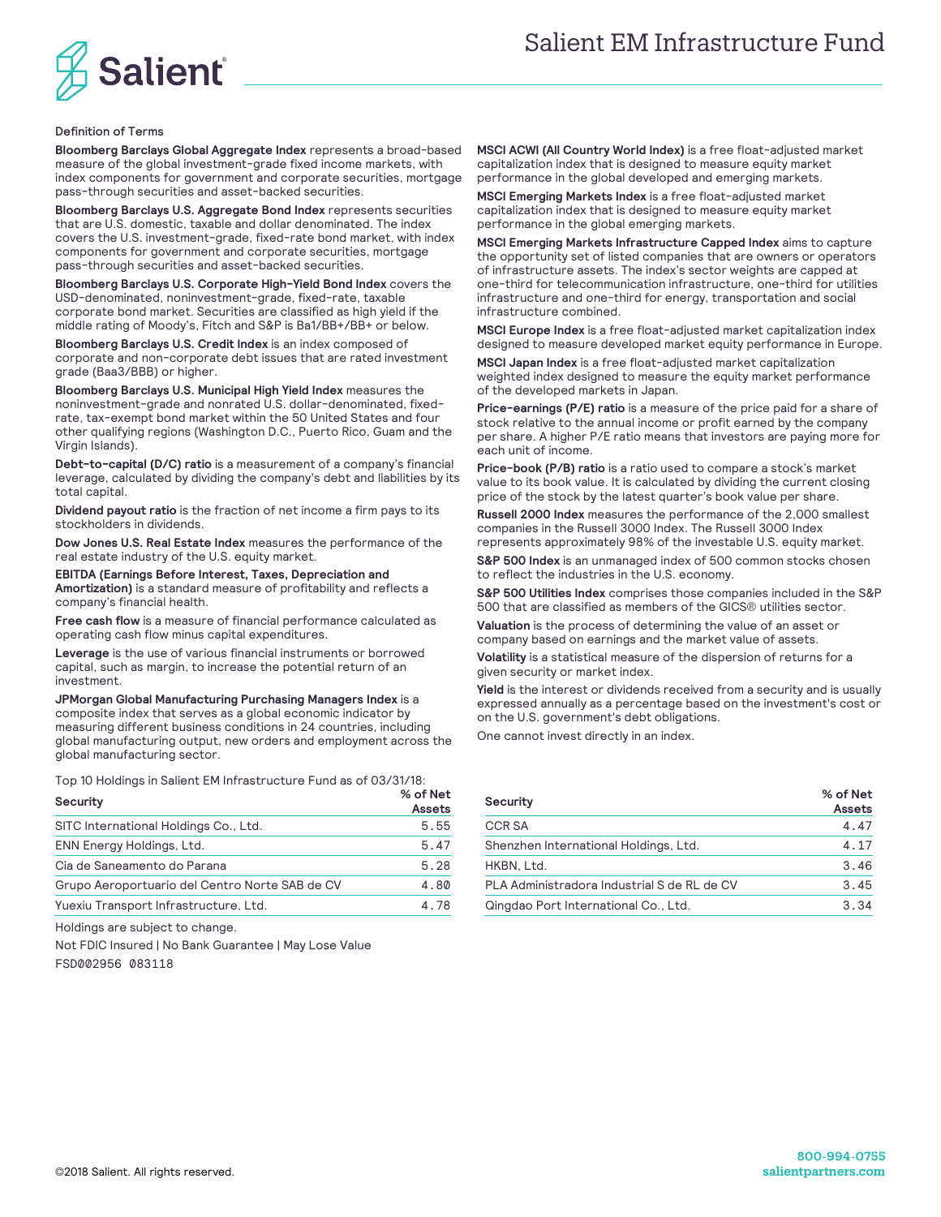Definition of Terms

**Bloomberg Barclays Global Aggregate Index** represents a broad-based measure of the global investment-grade fixed income markets, with index components for government and corporate securities, mortgage pass-through securities and asset-backed securities.

**Bloomberg Barclays U.S. Aggregate Bond Index** represents securities that are U.S. domestic, taxable and dollar denominated. The index covers the U.S. investment-grade, fixed-rate bond market, with index components for government and corporate securities, mortgage pass-through securities and asset-backed securities.

**Bloomberg Barclays U.S. Corporate High-Yield Bond Index** covers the USD-denominated, noninvestment-grade, fixed-rate, taxable corporate bond market. Securities are classified as high yield if the middle rating of Moody's, Fitch and S&P is Ba1/BB+/BB+ or below.

**Bloomberg Barclays U.S. Credit Index** is an index composed of corporate and non-corporate debt issues that are rated investment grade (Baa3/BBB) or higher.

**Bloomberg Barclays U.S. Municipal High Yield Index** measures the noninvestment-grade and nonrated U.S. dollar-denominated, fixed-rate, tax-exempt bond market within the 50 United States and four other qualifying regions (Washington D.C., Puerto Rico, Guam and the Virgin Islands).

**Debt-to-capital (D/C) ratio** is a measurement of a company's financial leverage, calculated by dividing the company's debt and liabilities by its total capital.

**Dividend payout ratio** is the fraction of net income a firm pays to its stockholders in dividends.

**Dow Jones U.S. Real Estate Index** measures the performance of the real estate industry of the U.S. equity market.

**EBITDA (Earnings Before Interest, Taxes, Depreciation and Amortization)** is a standard measure of profitability and reflects a company's financial health.

**Free cash flow** is a measure of financial performance calculated as operating cash flow minus capital expenditures.

**Leverage** is the use of various financial instruments or borrowed capital, such as margin, to increase the potential return of an investment.

**JPMorgan Global Manufacturing Purchasing Managers Index** is a composite index that serves as a global economic indicator by measuring different business conditions in 24 countries, including global manufacturing output, new orders and employment across the global manufacturing sector.

**MSCI ACWI (All Country World Index)** is a free float-adjusted market capitalization index that is designed to measure equity market performance in the global developed and emerging markets.

**MSCI Emerging Markets Index** is a free float-adjusted market capitalization index that is designed to measure equity market performance in the global emerging markets.

**MSCI Emerging Markets Infrastructure Capped Index** aims to capture the opportunity set of listed companies that are owners or operators of infrastructure assets. The index's sector weights are capped at one-third for telecommunication infrastructure, one-third for utilities infrastructure and one-third for energy, transportation and social infrastructure combined.

**MSCI Europe Index** is a free float-adjusted market capitalization index designed to measure developed market equity performance in Europe.

**MSCI Japan Index** is a free float-adjusted market capitalization weighted index designed to measure the equity market performance of the developed markets in Japan.

**Price-earnings (P/E) ratio** is a measure of the price paid for a share of stock relative to the annual income or profit earned by the company per share. A higher P/E ratio means that investors are paying more for each unit of income.

**Price-book (P/B) ratio** is a ratio used to compare a stock's market value to its book value. It is calculated by dividing the current closing price of the stock by the latest quarter's book value per share.

**Russell 2000 Index** measures the performance of the 2,000 smallest companies in the Russell 3000 Index. The Russell 3000 Index represents approximately 98% of the investable U.S. equity market.

**S&P 500 Index** is an unmanaged index of 500 common stocks chosen to reflect the industries in the U.S. economy.

**S&P 500 Utilities Index** comprises those companies included in the S&P 500 that are classified as members of the GICS® utilities sector.

**Valuation** is the process of determining the value of an asset or company based on earnings and the market value of assets.

**Volatility** is a statistical measure of the dispersion of returns for a given security or market index.

**Yield** is the interest or dividends received from a security and is usually expressed annually as a percentage based on the investment's cost or on the U.S. government's debt obligations.

One cannot invest directly in an index.

Top 10 Holdings in Salient EM Infrastructure Fund as of 03/31/18:

| Security | % of Net Assets |
|---|---|
| SITC International Holdings Co., Ltd. | 5.55 |
| ENN Energy Holdings, Ltd. | 5.47 |
| Cia de Saneamento do Parana | 5.28 |
| Grupo Aeroportuario del Centro Norte SAB de CV | 4.80 |
| Yuexiu Transport Infrastructure, Ltd. | 4.78 |
| CCR SA | 4.47 |
| Shenzhen International Holdings, Ltd. | 4.17 |
| HKBN, Ltd. | 3.46 |
| PLA Administradora Industrial S de RL de CV | 3.45 |
| Qingdao Port International Co., Ltd. | 3.34 |

Holdings are subject to change.

Not FDIC Insured | No Bank Guarantee | May Lose Value

FSD002956 083118

©2018 Salient. All rights reserved.

800-994-0755
salientpartners.com